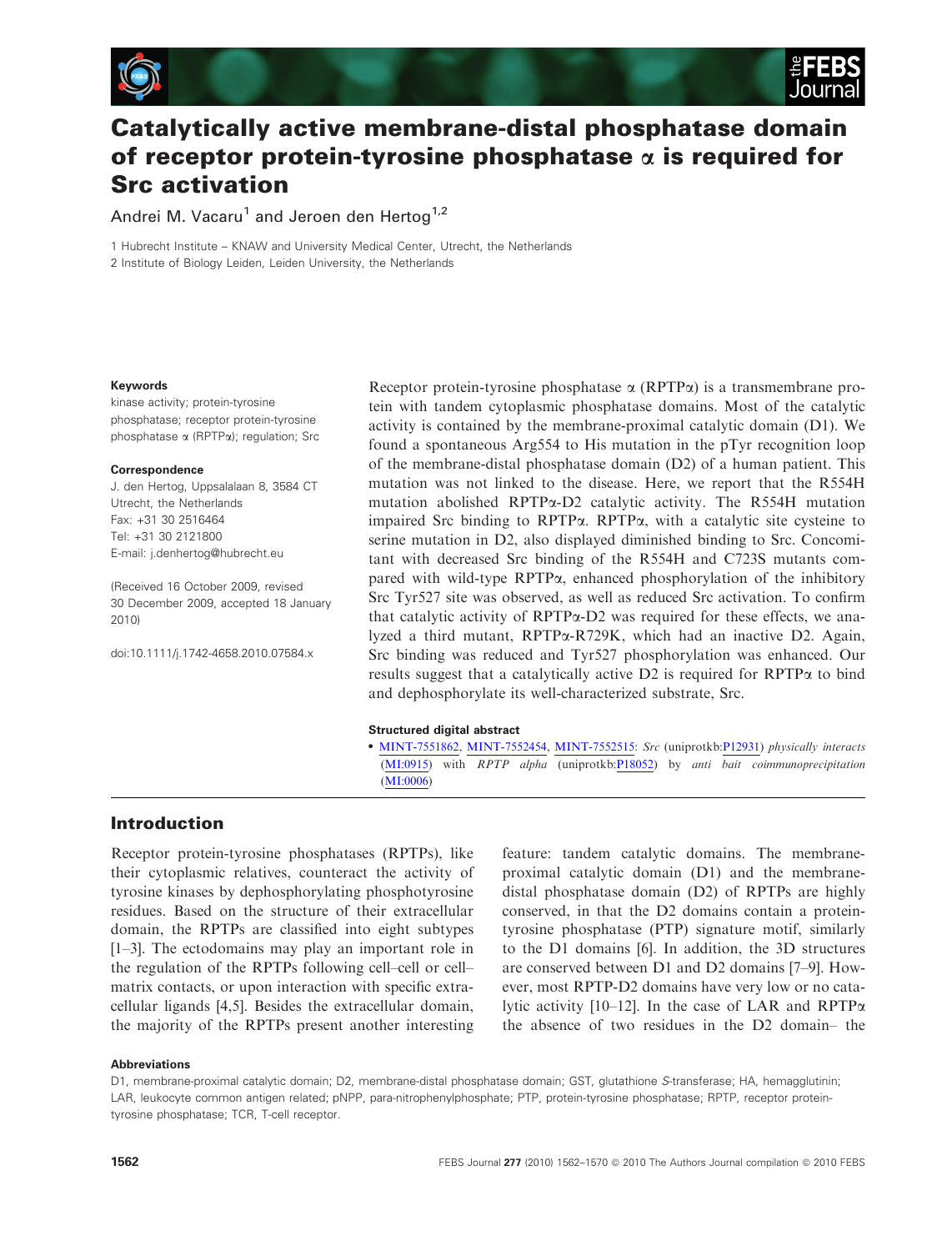# Catalytically active membrane-distal phosphatase domain of receptor protein-tyrosine phosphatase α is required for Src activation

Andrei M. Vacaru[1] and Jeroen den Hertog[1,2]

1 Hubrecht Institute – KNAW and University Medical Center, Utrecht, the Netherlands
2 Institute of Biology Leiden, Leiden University, the Netherlands

**Keywords**

kinase activity; protein-tyrosine phosphatase; receptor protein-tyrosine phosphatase α (RPTPα); regulation; Src

**Correspondence**

J. den Hertog, Uppsalalaan 8, 3584 CT Utrecht, the Netherlands
Fax: +31 30 2516464
Tel: +31 30 2121800
E-mail: j.denhertog@hubrecht.eu

(Received 16 October 2009, revised 30 December 2009, accepted 18 January 2010)

doi:10.1111/j.1742-4658.2010.07584.x

Receptor protein-tyrosine phosphatase α (RPTPα) is a transmembrane protein with tandem cytoplasmic phosphatase domains. Most of the catalytic activity is contained by the membrane-proximal catalytic domain (D1). We found a spontaneous Arg554 to His mutation in the pTyr recognition loop of the membrane-distal phosphatase domain (D2) of a human patient. This mutation was not linked to the disease. Here, we report that the R554H mutation abolished RPTPα-D2 catalytic activity. The R554H mutation impaired Src binding to RPTPα. RPTPα, with a catalytic site cysteine to serine mutation in D2, also displayed diminished binding to Src. Concomitant with decreased Src binding of the R554H and C723S mutants compared with wild-type RPTPα, enhanced phosphorylation of the inhibitory Src Tyr527 site was observed, as well as reduced Src activation. To confirm that catalytic activity of RPTPα-D2 was required for these effects, we analyzed a third mutant, RPTPα-R729K, which had an inactive D2. Again, Src binding was reduced and Tyr527 phosphorylation was enhanced. Our results suggest that a catalytically active D2 is required for RPTPα to bind and dephosphorylate its well-characterized substrate, Src.

**Structured digital abstract**

- MINT-7551862, MINT-7552454, MINT-7552515: *Src* (uniprotkb:P12931) *physically interacts* (MI:0915) with *RPTP alpha* (uniprotkb:P18052) by *anti bait coimmunoprecipitation* (MI:0006)

## Introduction

Receptor protein-tyrosine phosphatases (RPTPs), like their cytoplasmic relatives, counteract the activity of tyrosine kinases by dephosphorylating phosphotyrosine residues. Based on the structure of their extracellular domain, the RPTPs are classified into eight subtypes [1–3]. The ectodomains may play an important role in the regulation of the RPTPs following cell–cell or cell–matrix contacts, or upon interaction with specific extracellular ligands [4,5]. Besides the extracellular domain, the majority of the RPTPs present another interesting feature: tandem catalytic domains. The membrane-proximal catalytic domain (D1) and the membrane-distal phosphatase domain (D2) of RPTPs are highly conserved, in that the D2 domains contain a protein-tyrosine phosphatase (PTP) signature motif, similarly to the D1 domains [6]. In addition, the 3D structures are conserved between D1 and D2 domains [7–9]. However, most RPTP-D2 domains have very low or no catalytic activity [10–12]. In the case of LAR and RPTPα the absence of two residues in the D2 domain– the

**Abbreviations**

D1, membrane-proximal catalytic domain; D2, membrane-distal phosphatase domain; GST, glutathione *S*-transferase; HA, hemagglutinin; LAR, leukocyte common antigen related; pNPP, para-nitrophenylphosphate; PTP, protein-tyrosine phosphatase; RPTP, receptor protein-tyrosine phosphatase; TCR, T-cell receptor.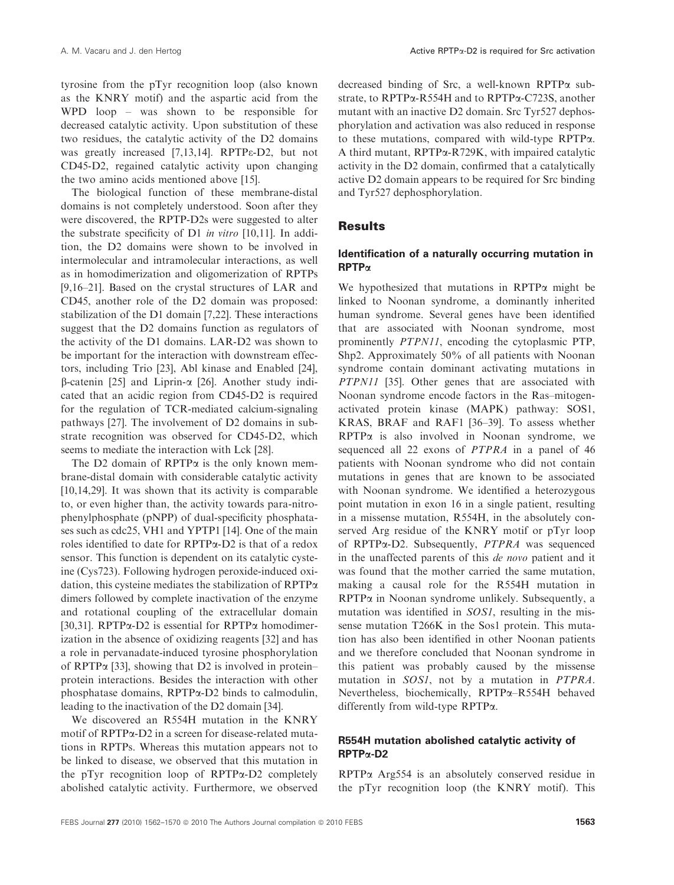tyrosine from the pTyr recognition loop (also known as the KNRY motif) and the aspartic acid from the WPD loop – was shown to be responsible for decreased catalytic activity. Upon substitution of these two residues, the catalytic activity of the D2 domains was greatly increased [7,13,14]. RPTPε-D2, but not CD45-D2, regained catalytic activity upon changing the two amino acids mentioned above [15].

The biological function of these membrane-distal domains is not completely understood. Soon after they were discovered, the RPTP-D2s were suggested to alter the substrate specificity of D1 *in vitro* [10,11]. In addition, the D2 domains were shown to be involved in intermolecular and intramolecular interactions, as well as in homodimerization and oligomerization of RPTPs [9,16–21]. Based on the crystal structures of LAR and CD45, another role of the D2 domain was proposed: stabilization of the D1 domain [7,22]. These interactions suggest that the D2 domains function as regulators of the activity of the D1 domains. LAR-D2 was shown to be important for the interaction with downstream effectors, including Trio [23], Abl kinase and Enabled [24], β-catenin [25] and Liprin-α [26]. Another study indicated that an acidic region from CD45-D2 is required for the regulation of TCR-mediated calcium-signaling pathways [27]. The involvement of D2 domains in substrate recognition was observed for CD45-D2, which seems to mediate the interaction with Lck [28].

The D2 domain of RPTPα is the only known membrane-distal domain with considerable catalytic activity [10,14,29]. It was shown that its activity is comparable to, or even higher than, the activity towards para-nitrophenylphosphate (pNPP) of dual-specificity phosphatases such as cdc25, VH1 and YPTP1 [14]. One of the main roles identified to date for RPTPα-D2 is that of a redox sensor. This function is dependent on its catalytic cysteine (Cys723). Following hydrogen peroxide-induced oxidation, this cysteine mediates the stabilization of RPTPα dimers followed by complete inactivation of the enzyme and rotational coupling of the extracellular domain [30,31]. RPTPα-D2 is essential for RPTPα homodimerization in the absence of oxidizing reagents [32] and has a role in pervanadate-induced tyrosine phosphorylation of RPTPα [33], showing that D2 is involved in protein–protein interactions. Besides the interaction with other phosphatase domains, RPTPα-D2 binds to calmodulin, leading to the inactivation of the D2 domain [34].

We discovered an R554H mutation in the KNRY motif of RPTPα-D2 in a screen for disease-related mutations in RPTPs. Whereas this mutation appears not to be linked to disease, we observed that this mutation in the pTyr recognition loop of RPTPα-D2 completely abolished catalytic activity. Furthermore, we observed decreased binding of Src, a well-known RPTPα substrate, to RPTPα-R554H and to RPTPα-C723S, another mutant with an inactive D2 domain. Src Tyr527 dephosphorylation and activation was also reduced in response to these mutations, compared with wild-type RPTPα. A third mutant, RPTPα-R729K, with impaired catalytic activity in the D2 domain, confirmed that a catalytically active D2 domain appears to be required for Src binding and Tyr527 dephosphorylation.

## Results

### Identification of a naturally occurring mutation in RPTPα

We hypothesized that mutations in RPTPα might be linked to Noonan syndrome, a dominantly inherited human syndrome. Several genes have been identified that are associated with Noonan syndrome, most prominently *PTPN11*, encoding the cytoplasmic PTP, Shp2. Approximately 50% of all patients with Noonan syndrome contain dominant activating mutations in *PTPN11* [35]. Other genes that are associated with Noonan syndrome encode factors in the Ras–mitogen-activated protein kinase (MAPK) pathway: SOS1, KRAS, BRAF and RAF1 [36–39]. To assess whether RPTPα is also involved in Noonan syndrome, we sequenced all 22 exons of *PTPRA* in a panel of 46 patients with Noonan syndrome who did not contain mutations in genes that are known to be associated with Noonan syndrome. We identified a heterozygous point mutation in exon 16 in a single patient, resulting in a missense mutation, R554H, in the absolutely conserved Arg residue of the KNRY motif or pTyr loop of RPTPα-D2. Subsequently, *PTPRA* was sequenced in the unaffected parents of this *de novo* patient and it was found that the mother carried the same mutation, making a causal role for the R554H mutation in RPTPα in Noonan syndrome unlikely. Subsequently, a mutation was identified in *SOS1*, resulting in the missense mutation T266K in the Sos1 protein. This mutation has also been identified in other Noonan patients and we therefore concluded that Noonan syndrome in this patient was probably caused by the missense mutation in *SOS1*, not by a mutation in *PTPRA*. Nevertheless, biochemically, RPTPα–R554H behaved differently from wild-type RPTPα.

### R554H mutation abolished catalytic activity of RPTPα-D2

RPTPα Arg554 is an absolutely conserved residue in the pTyr recognition loop (the KNRY motif). This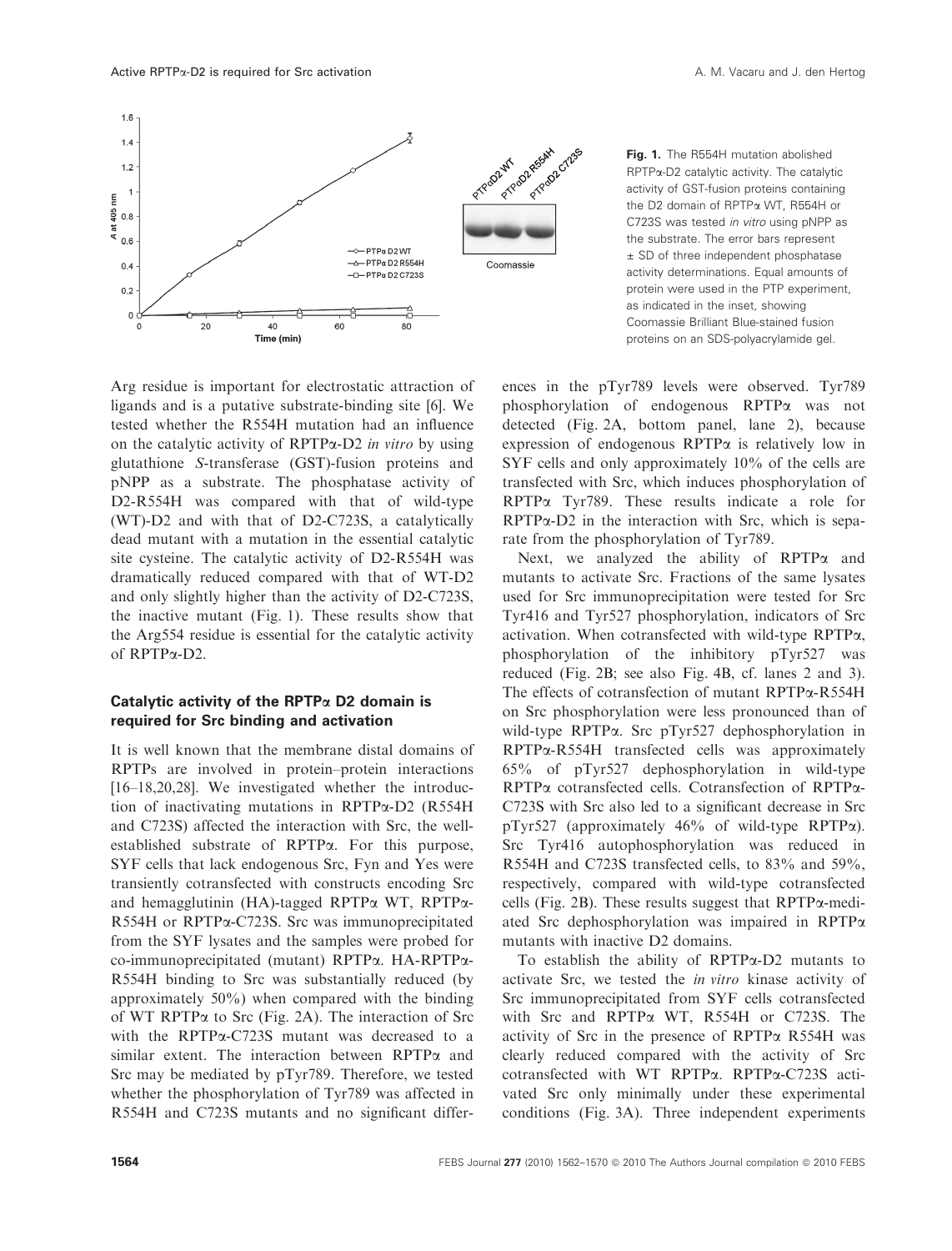**Fig. 1.** The R554H mutation abolished RPTPα-D2 catalytic activity. The catalytic activity of GST-fusion proteins containing the D2 domain of RPTPα WT, R554H or C723S was tested *in vitro* using pNPP as the substrate. The error bars represent ± SD of three independent phosphatase activity determinations. Equal amounts of protein were used in the PTP experiment, as indicated in the inset, showing Coomassie Brilliant Blue-stained fusion proteins on an SDS-polyacrylamide gel.

Arg residue is important for electrostatic attraction of ligands and is a putative substrate-binding site [6]. We tested whether the R554H mutation had an influence on the catalytic activity of RPTPα-D2 *in vitro* by using glutathione *S*-transferase (GST)-fusion proteins and pNPP as a substrate. The phosphatase activity of D2-R554H was compared with that of wild-type (WT)-D2 and with that of D2-C723S, a catalytically dead mutant with a mutation in the essential catalytic site cysteine. The catalytic activity of D2-R554H was dramatically reduced compared with that of WT-D2 and only slightly higher than the activity of D2-C723S, the inactive mutant (Fig. 1). These results show that the Arg554 residue is essential for the catalytic activity of RPTPα-D2.

### Catalytic activity of the RPTPα D2 domain is required for Src binding and activation

It is well known that the membrane distal domains of RPTPs are involved in protein–protein interactions [16–18,20,28]. We investigated whether the introduction of inactivating mutations in RPTPα-D2 (R554H and C723S) affected the interaction with Src, the well-established substrate of RPTPα. For this purpose, SYF cells that lack endogenous Src, Fyn and Yes were transiently cotransfected with constructs encoding Src and hemagglutinin (HA)-tagged RPTPα WT, RPTPα-R554H or RPTPα-C723S. Src was immunoprecipitated from the SYF lysates and the samples were probed for co-immunoprecipitated (mutant) RPTPα. HA-RPTPα-R554H binding to Src was substantially reduced (by approximately 50%) when compared with the binding of WT RPTPα to Src (Fig. 2A). The interaction of Src with the RPTPα-C723S mutant was decreased to a similar extent. The interaction between RPTPα and Src may be mediated by pTyr789. Therefore, we tested whether the phosphorylation of Tyr789 was affected in R554H and C723S mutants and no significant differences in the pTyr789 levels were observed. Tyr789 phosphorylation of endogenous RPTPα was not detected (Fig. 2A, bottom panel, lane 2), because expression of endogenous RPTPα is relatively low in SYF cells and only approximately 10% of the cells are transfected with Src, which induces phosphorylation of RPTPα Tyr789. These results indicate a role for RPTPα-D2 in the interaction with Src, which is separate from the phosphorylation of Tyr789.

Next, we analyzed the ability of RPTPα and mutants to activate Src. Fractions of the same lysates used for Src immunoprecipitation were tested for Src Tyr416 and Tyr527 phosphorylation, indicators of Src activation. When cotransfected with wild-type RPTPα, phosphorylation of the inhibitory pTyr527 was reduced (Fig. 2B; see also Fig. 4B, cf. lanes 2 and 3). The effects of cotransfection of mutant RPTPα-R554H on Src phosphorylation were less pronounced than of wild-type RPTPα. Src pTyr527 dephosphorylation in RPTPα-R554H transfected cells was approximately 65% of pTyr527 dephosphorylation in wild-type RPTPα cotransfected cells. Cotransfection of RPTPα-C723S with Src also led to a significant decrease in Src pTyr527 (approximately 46% of wild-type RPTPα). Src Tyr416 autophosphorylation was reduced in R554H and C723S transfected cells, to 83% and 59%, respectively, compared with wild-type cotransfected cells (Fig. 2B). These results suggest that RPTPα-mediated Src dephosphorylation was impaired in RPTPα mutants with inactive D2 domains.

To establish the ability of RPTPα-D2 mutants to activate Src, we tested the *in vitro* kinase activity of Src immunoprecipitated from SYF cells cotransfected with Src and RPTPα WT, R554H or C723S. The activity of Src in the presence of RPTPα R554H was clearly reduced compared with the activity of Src cotransfected with WT RPTPα. RPTPα-C723S activated Src only minimally under these experimental conditions (Fig. 3A). Three independent experiments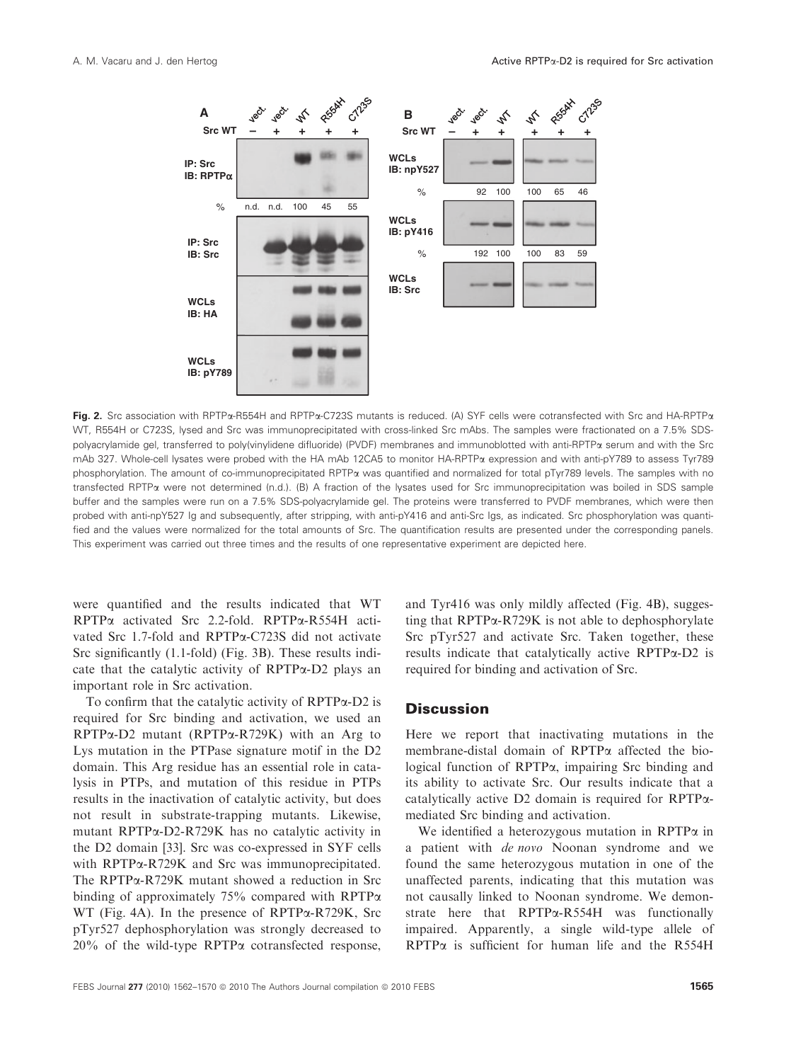**Fig. 2.** Src association with RPTPα-R554H and RPTPα-C723S mutants is reduced. (A) SYF cells were cotransfected with Src and HA-RPTPα WT, R554H or C723S, lysed and Src was immunoprecipitated with cross-linked Src mAbs. The samples were fractionated on a 7.5% SDS-polyacrylamide gel, transferred to poly(vinylidene difluoride) (PVDF) membranes and immunoblotted with anti-RPTPα serum and with the Src mAb 327. Whole-cell lysates were probed with the HA mAb 12CA5 to monitor HA-RPTPα expression and with anti-pY789 to assess Tyr789 phosphorylation. The amount of co-immunoprecipitated RPTPα was quantified and normalized for total pTyr789 levels. The samples with no transfected RPTPα were not determined (n.d.). (B) A fraction of the lysates used for Src immunoprecipitation was boiled in SDS sample buffer and the samples were run on a 7.5% SDS-polyacrylamide gel. The proteins were transferred to PVDF membranes, which were then probed with anti-npY527 Ig and subsequently, after stripping, with anti-pY416 and anti-Src Igs, as indicated. Src phosphorylation was quantified and the values were normalized for the total amounts of Src. The quantification results are presented under the corresponding panels. This experiment was carried out three times and the results of one representative experiment are depicted here.

were quantified and the results indicated that WT RPTPα activated Src 2.2-fold. RPTPα-R554H activated Src 1.7-fold and RPTPα-C723S did not activate Src significantly (1.1-fold) (Fig. 3B). These results indicate that the catalytic activity of RPTPα-D2 plays an important role in Src activation.

To confirm that the catalytic activity of RPTPα-D2 is required for Src binding and activation, we used an RPTPα-D2 mutant (RPTPα-R729K) with an Arg to Lys mutation in the PTPase signature motif in the D2 domain. This Arg residue has an essential role in catalysis in PTPs, and mutation of this residue in PTPs results in the inactivation of catalytic activity, but does not result in substrate-trapping mutants. Likewise, mutant RPTPα-D2-R729K has no catalytic activity in the D2 domain [33]. Src was co-expressed in SYF cells with RPTPα-R729K and Src was immunoprecipitated. The RPTPα-R729K mutant showed a reduction in Src binding of approximately 75% compared with RPTPα WT (Fig. 4A). In the presence of RPTPα-R729K, Src pTyr527 dephosphorylation was strongly decreased to 20% of the wild-type RPTPα cotransfected response, and Tyr416 was only mildly affected (Fig. 4B), suggesting that RPTPα-R729K is not able to dephosphorylate Src pTyr527 and activate Src. Taken together, these results indicate that catalytically active RPTPα-D2 is required for binding and activation of Src.

## Discussion

Here we report that inactivating mutations in the membrane-distal domain of RPTPα affected the biological function of RPTPα, impairing Src binding and its ability to activate Src. Our results indicate that a catalytically active D2 domain is required for RPTPα-mediated Src binding and activation.

We identified a heterozygous mutation in RPTPα in a patient with *de novo* Noonan syndrome and we found the same heterozygous mutation in one of the unaffected parents, indicating that this mutation was not causally linked to Noonan syndrome. We demonstrate here that RPTPα-R554H was functionally impaired. Apparently, a single wild-type allele of RPTPα is sufficient for human life and the R554H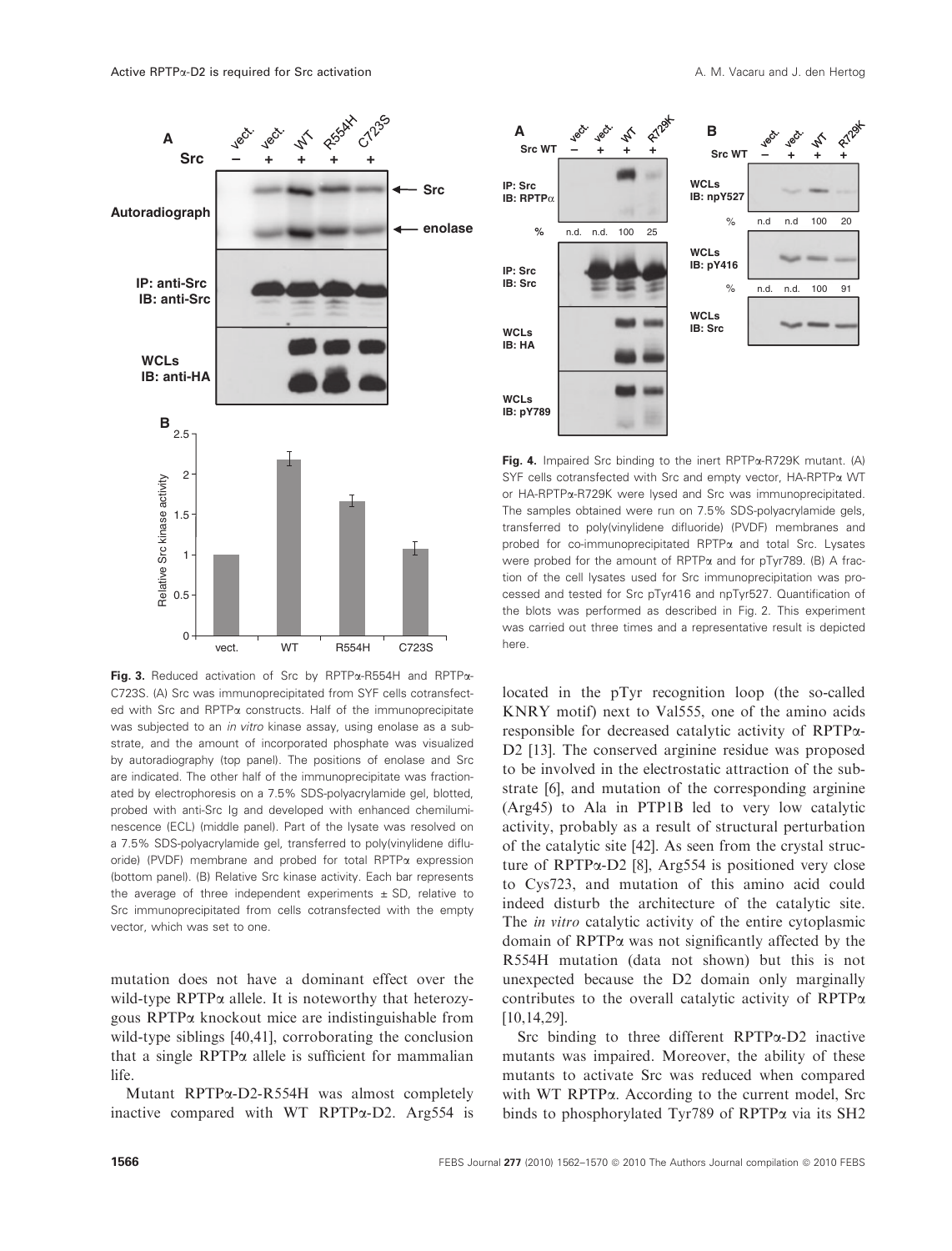**Fig. 3.** Reduced activation of Src by RPTPα-R554H and RPTPα-C723S. (A) Src was immunoprecipitated from SYF cells cotransfected with Src and RPTPα constructs. Half of the immunoprecipitate was subjected to an *in vitro* kinase assay, using enolase as a substrate, and the amount of incorporated phosphate was visualized by autoradiography (top panel). The positions of enolase and Src are indicated. The other half of the immunoprecipitate was fractionated by electrophoresis on a 7.5% SDS-polyacrylamide gel, blotted, probed with anti-Src Ig and developed with enhanced chemiluminescence (ECL) (middle panel). Part of the lysate was resolved on a 7.5% SDS-polyacrylamide gel, transferred to poly(vinylidene difluoride) (PVDF) membrane and probed for total RPTPα expression (bottom panel). (B) Relative Src kinase activity. Each bar represents the average of three independent experiments ± SD, relative to Src immunoprecipitated from cells cotransfected with the empty vector, which was set to one.

**Fig. 4.** Impaired Src binding to the inert RPTPα-R729K mutant. (A) SYF cells cotransfected with Src and empty vector, HA-RPTPα WT or HA-RPTPα-R729K were lysed and Src was immunoprecipitated. The samples obtained were run on 7.5% SDS-polyacrylamide gels, transferred to poly(vinylidene difluoride) (PVDF) membranes and probed for co-immunoprecipitated RPTPα and total Src. Lysates were probed for the amount of RPTPα and for pTyr789. (B) A fraction of the cell lysates used for Src immunoprecipitation was processed and tested for Src pTyr416 and npTyr527. Quantification of the blots was performed as described in Fig. 2. This experiment was carried out three times and a representative result is depicted here.

mutation does not have a dominant effect over the wild-type RPTPα allele. It is noteworthy that heterozygous RPTPα knockout mice are indistinguishable from wild-type siblings [40,41], corroborating the conclusion that a single RPTPα allele is sufficient for mammalian life.

Mutant RPTPα-D2-R554H was almost completely inactive compared with WT RPTPα-D2. Arg554 is located in the pTyr recognition loop (the so-called KNRY motif) next to Val555, one of the amino acids responsible for decreased catalytic activity of RPTPα-D2 [13]. The conserved arginine residue was proposed to be involved in the electrostatic attraction of the substrate [6], and mutation of the corresponding arginine (Arg45) to Ala in PTP1B led to very low catalytic activity, probably as a result of structural perturbation of the catalytic site [42]. As seen from the crystal structure of RPTPα-D2 [8], Arg554 is positioned very close to Cys723, and mutation of this amino acid could indeed disturb the architecture of the catalytic site. The *in vitro* catalytic activity of the entire cytoplasmic domain of RPTPα was not significantly affected by the R554H mutation (data not shown) but this is not unexpected because the D2 domain only marginally contributes to the overall catalytic activity of RPTPα [10,14,29].

Src binding to three different RPTPα-D2 inactive mutants was impaired. Moreover, the ability of these mutants to activate Src was reduced when compared with WT RPTPα. According to the current model, Src binds to phosphorylated Tyr789 of RPTPα via its SH2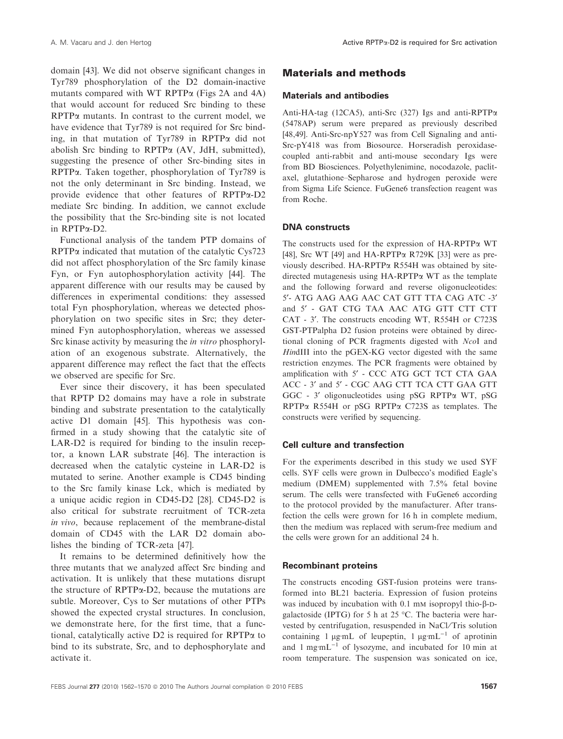domain [43]. We did not observe significant changes in Tyr789 phosphorylation of the D2 domain-inactive mutants compared with WT RPTPα (Figs 2A and 4A) that would account for reduced Src binding to these RPTPα mutants. In contrast to the current model, we have evidence that Tyr789 is not required for Src binding, in that mutation of Tyr789 in RPTPα did not abolish Src binding to RPTPα (AV, JdH, submitted), suggesting the presence of other Src-binding sites in RPTPα. Taken together, phosphorylation of Tyr789 is not the only determinant in Src binding. Instead, we provide evidence that other features of RPTPα-D2 mediate Src binding. In addition, we cannot exclude the possibility that the Src-binding site is not located in RPTPα-D2.

Functional analysis of the tandem PTP domains of RPTPα indicated that mutation of the catalytic Cys723 did not affect phosphorylation of the Src family kinase Fyn, or Fyn autophosphorylation activity [44]. The apparent difference with our results may be caused by differences in experimental conditions: they assessed total Fyn phosphorylation, whereas we detected phosphorylation on two specific sites in Src; they determined Fyn autophosphorylation, whereas we assessed Src kinase activity by measuring the *in vitro* phosphorylation of an exogenous substrate. Alternatively, the apparent difference may reflect the fact that the effects we observed are specific for Src.

Ever since their discovery, it has been speculated that RPTP D2 domains may have a role in substrate binding and substrate presentation to the catalytically active D1 domain [45]. This hypothesis was confirmed in a study showing that the catalytic site of LAR-D2 is required for binding to the insulin receptor, a known LAR substrate [46]. The interaction is decreased when the catalytic cysteine in LAR-D2 is mutated to serine. Another example is CD45 binding to the Src family kinase Lck, which is mediated by a unique acidic region in CD45-D2 [28]. CD45-D2 is also critical for substrate recruitment of TCR-zeta *in vivo*, because replacement of the membrane-distal domain of CD45 with the LAR D2 domain abolishes the binding of TCR-zeta [47].

It remains to be determined definitively how the three mutants that we analyzed affect Src binding and activation. It is unlikely that these mutations disrupt the structure of RPTPα-D2, because the mutations are subtle. Moreover, Cys to Ser mutations of other PTPs showed the expected crystal structures. In conclusion, we demonstrate here, for the first time, that a functional, catalytically active D2 is required for RPTPα to bind to its substrate, Src, and to dephosphorylate and activate it.

## Materials and methods

### Materials and antibodies

Anti-HA-tag (12CA5), anti-Src (327) Igs and anti-RPTPα (5478AP) serum were prepared as previously described [48,49]. Anti-Src-npY527 was from Cell Signaling and anti-Src-pY418 was from Biosource. Horseradish peroxidase-coupled anti-rabbit and anti-mouse secondary Igs were from BD Biosciences. Polyethylenimine, nocodazole, paclitaxel, glutathione–Sepharose and hydrogen peroxide were from Sigma Life Science. FuGene6 transfection reagent was from Roche.

### DNA constructs

The constructs used for the expression of HA-RPTPα WT [48], Src WT [49] and HA-RPTPα R729K [33] were as previously described. HA-RPTPα R554H was obtained by site-directed mutagenesis using HA-RPTPα WT as the template and the following forward and reverse oligonucleotides: 5′- ATG AAG AAG AAC CAT GTT TTA CAG ATC -3′ and 5′ - GAT CTG TAA AAC ATG GTT CTT CTT CAT - 3′. The constructs encoding WT, R554H or C723S GST-PTPalpha D2 fusion proteins were obtained by directional cloning of PCR fragments digested with *Nco*I and *Hin*dIII into the pGEX-KG vector digested with the same restriction enzymes. The PCR fragments were obtained by amplification with 5′ - CCC ATG GCT TCT CTA GAA ACC - 3′ and 5′ - CGC AAG CTT TCA CTT GAA GTT GGC - 3′ oligonucleotides using pSG RPTPα WT, pSG RPTPα R554H or pSG RPTPα C723S as templates. The constructs were verified by sequencing.

### Cell culture and transfection

For the experiments described in this study we used SYF cells. SYF cells were grown in Dulbecco's modified Eagle's medium (DMEM) supplemented with 7.5% fetal bovine serum. The cells were transfected with FuGene6 according to the protocol provided by the manufacturer. After transfection the cells were grown for 16 h in complete medium, then the medium was replaced with serum-free medium and the cells were grown for an additional 24 h.

### Recombinant proteins

The constructs encoding GST-fusion proteins were transformed into BL21 bacteria. Expression of fusion proteins was induced by incubation with 0.1 mM isopropyl thio-β-D-galactoside (IPTG) for 5 h at 25 °C. The bacteria were harvested by centrifugation, resuspended in NaCl/Tris solution containing 1 μg·mL of leupeptin, 1 $\mu g{\cdot}mL^{-1}$ of aprotinin and 1 $mg{\cdot}mL^{-1}$ of lysozyme, and incubated for 10 min at room temperature. The suspension was sonicated on ice,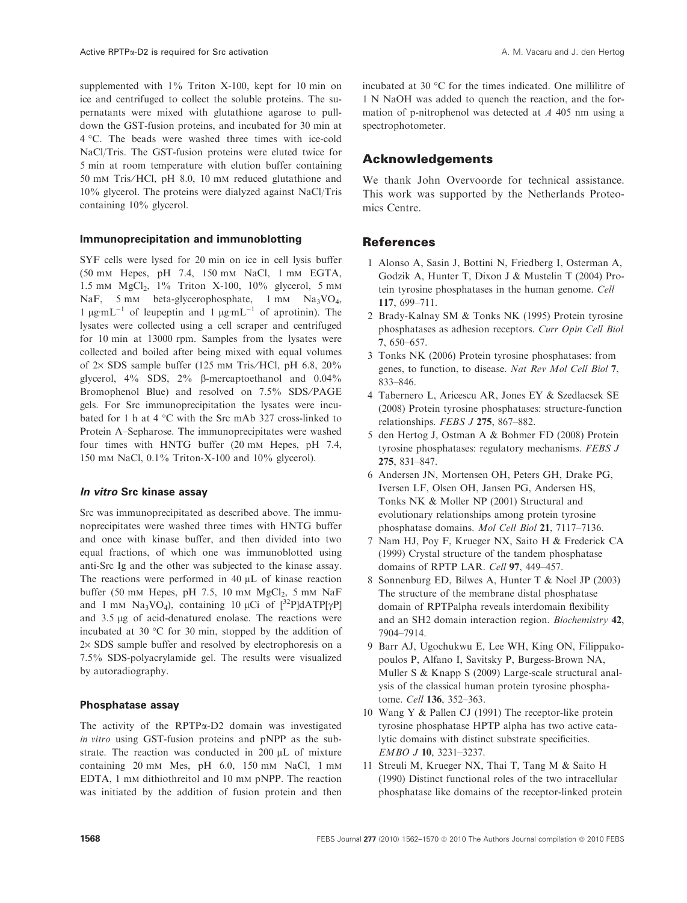supplemented with 1% Triton X-100, kept for 10 min on ice and centrifuged to collect the soluble proteins. The supernatants were mixed with glutathione agarose to pull-down the GST-fusion proteins, and incubated for 30 min at 4 °C. The beads were washed three times with ice-cold NaCl/Tris. The GST-fusion proteins were eluted twice for 5 min at room temperature with elution buffer containing 50 mM Tris/HCl, pH 8.0, 10 mM reduced glutathione and 10% glycerol. The proteins were dialyzed against NaCl/Tris containing 10% glycerol.

### Immunoprecipitation and immunoblotting

SYF cells were lysed for 20 min on ice in cell lysis buffer (50 mM Hepes, pH 7.4, 150 mM NaCl, 1 mM EGTA, 1.5 mM $MgCl_2$, 1% Triton X-100, 10% glycerol, 5 mM NaF, 5 mM beta-glycerophosphate, 1 mM $Na_3VO_4$, 1 $\mu g{\cdot}mL^{-1}$ of leupeptin and 1 $\mu g{\cdot}mL^{-1}$ of aprotinin). The lysates were collected using a cell scraper and centrifuged for 10 min at 13000 rpm. Samples from the lysates were collected and boiled after being mixed with equal volumes of 2× SDS sample buffer (125 mM Tris/HCl, pH 6.8, 20% glycerol, 4% SDS, 2% β-mercaptoethanol and 0.04% Bromophenol Blue) and resolved on 7.5% SDS/PAGE gels. For Src immunoprecipitation the lysates were incubated for 1 h at 4 °C with the Src mAb 327 cross-linked to Protein A–Sepharose. The immunoprecipitates were washed four times with HNTG buffer (20 mM Hepes, pH 7.4, 150 mM NaCl, 0.1% Triton-X-100 and 10% glycerol).

### *In vitro* Src kinase assay

Src was immunoprecipitated as described above. The immunoprecipitates were washed three times with HNTG buffer and once with kinase buffer, and then divided into two equal fractions, of which one was immunoblotted using anti-Src Ig and the other was subjected to the kinase assay. The reactions were performed in 40 µL of kinase reaction buffer (50 mM Hepes, pH 7.5, 10 mM $MgCl_2$, 5 mM NaF and 1 mM $Na_3VO_4$), containing 10 µCi of [$^{32}$P]dATP[γP] and 3.5 µg of acid-denatured enolase. The reactions were incubated at 30 °C for 30 min, stopped by the addition of 2× SDS sample buffer and resolved by electrophoresis on a 7.5% SDS-polyacrylamide gel. The results were visualized by autoradiography.

### Phosphatase assay

The activity of the RPTPα-D2 domain was investigated *in vitro* using GST-fusion proteins and pNPP as the substrate. The reaction was conducted in 200 µL of mixture containing 20 mM Mes, pH 6.0, 150 mM NaCl, 1 mM EDTA, 1 mM dithiothreitol and 10 mM pNPP. The reaction was initiated by the addition of fusion protein and then incubated at 30 °C for the times indicated. One millilitre of 1 N NaOH was added to quench the reaction, and the formation of p-nitrophenol was detected at *A* 405 nm using a spectrophotometer.

## Acknowledgements

We thank John Overvoorde for technical assistance. This work was supported by the Netherlands Proteomics Centre.

## References

1 Alonso A, Sasin J, Bottini N, Friedberg I, Osterman A, Godzik A, Hunter T, Dixon J & Mustelin T (2004) Protein tyrosine phosphatases in the human genome. *Cell* **117**, 699–711.

2 Brady-Kalnay SM & Tonks NK (1995) Protein tyrosine phosphatases as adhesion receptors. *Curr Opin Cell Biol* **7**, 650–657.

3 Tonks NK (2006) Protein tyrosine phosphatases: from genes, to function, to disease. *Nat Rev Mol Cell Biol* **7**, 833–846.

4 Tabernero L, Aricescu AR, Jones EY & Szedlacsek SE (2008) Protein tyrosine phosphatases: structure-function relationships. *FEBS J* **275**, 867–882.

5 den Hertog J, Ostman A & Bohmer FD (2008) Protein tyrosine phosphatases: regulatory mechanisms. *FEBS J* **275**, 831–847.

6 Andersen JN, Mortensen OH, Peters GH, Drake PG, Iversen LF, Olsen OH, Jansen PG, Andersen HS, Tonks NK & Moller NP (2001) Structural and evolutionary relationships among protein tyrosine phosphatase domains. *Mol Cell Biol* **21**, 7117–7136.

7 Nam HJ, Poy F, Krueger NX, Saito H & Frederick CA (1999) Crystal structure of the tandem phosphatase domains of RPTP LAR. *Cell* **97**, 449–457.

8 Sonnenburg ED, Bilwes A, Hunter T & Noel JP (2003) The structure of the membrane distal phosphatase domain of RPTPalpha reveals interdomain flexibility and an SH2 domain interaction region. *Biochemistry* **42**, 7904–7914.

9 Barr AJ, Ugochukwu E, Lee WH, King ON, Filippakopoulos P, Alfano I, Savitsky P, Burgess-Brown NA, Muller S & Knapp S (2009) Large-scale structural analysis of the classical human protein tyrosine phosphatome. *Cell* **136**, 352–363.

10 Wang Y & Pallen CJ (1991) The receptor-like protein tyrosine phosphatase HPTP alpha has two active catalytic domains with distinct substrate specificities. *EMBO J* **10**, 3231–3237.

11 Streuli M, Krueger NX, Thai T, Tang M & Saito H (1990) Distinct functional roles of the two intracellular phosphatase like domains of the receptor-linked protein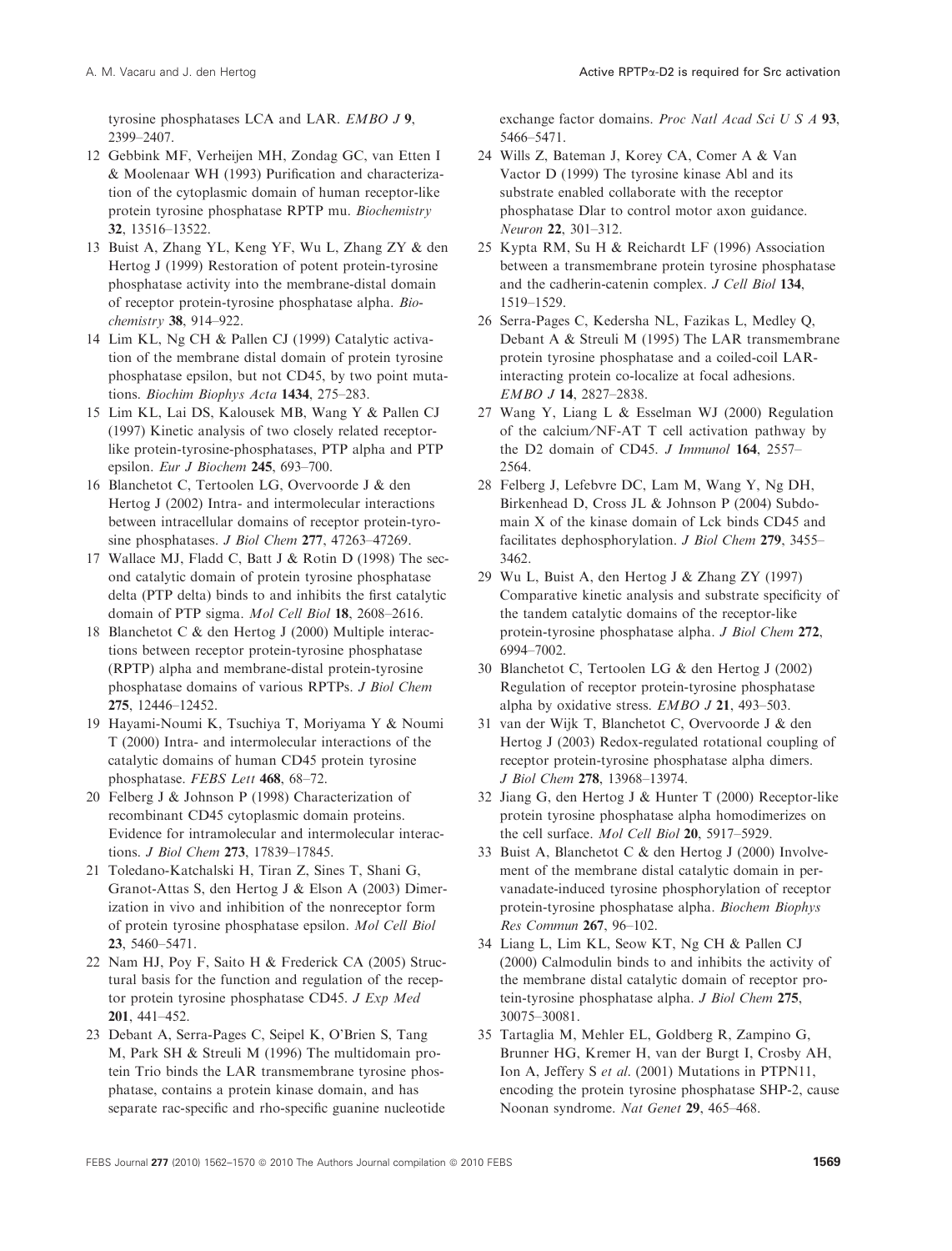tyrosine phosphatases LCA and LAR. *EMBO J* **9**, 2399–2407.

12 Gebbink MF, Verheijen MH, Zondag GC, van Etten I & Moolenaar WH (1993) Purification and characterization of the cytoplasmic domain of human receptor-like protein tyrosine phosphatase RPTP mu. *Biochemistry* **32**, 13516–13522.

13 Buist A, Zhang YL, Keng YF, Wu L, Zhang ZY & den Hertog J (1999) Restoration of potent protein-tyrosine phosphatase activity into the membrane-distal domain of receptor protein-tyrosine phosphatase alpha. *Biochemistry* **38**, 914–922.

14 Lim KL, Ng CH & Pallen CJ (1999) Catalytic activation of the membrane distal domain of protein tyrosine phosphatase epsilon, but not CD45, by two point mutations. *Biochim Biophys Acta* **1434**, 275–283.

15 Lim KL, Lai DS, Kalousek MB, Wang Y & Pallen CJ (1997) Kinetic analysis of two closely related receptor-like protein-tyrosine-phosphatases, PTP alpha and PTP epsilon. *Eur J Biochem* **245**, 693–700.

16 Blanchetot C, Tertoolen LG, Overvoorde J & den Hertog J (2002) Intra- and intermolecular interactions between intracellular domains of receptor protein-tyrosine phosphatases. *J Biol Chem* **277**, 47263–47269.

17 Wallace MJ, Fladd C, Batt J & Rotin D (1998) The second catalytic domain of protein tyrosine phosphatase delta (PTP delta) binds to and inhibits the first catalytic domain of PTP sigma. *Mol Cell Biol* **18**, 2608–2616.

18 Blanchetot C & den Hertog J (2000) Multiple interactions between receptor protein-tyrosine phosphatase (RPTP) alpha and membrane-distal protein-tyrosine phosphatase domains of various RPTPs. *J Biol Chem* **275**, 12446–12452.

19 Hayami-Noumi K, Tsuchiya T, Moriyama Y & Noumi T (2000) Intra- and intermolecular interactions of the catalytic domains of human CD45 protein tyrosine phosphatase. *FEBS Lett* **468**, 68–72.

20 Felberg J & Johnson P (1998) Characterization of recombinant CD45 cytoplasmic domain proteins. Evidence for intramolecular and intermolecular interactions. *J Biol Chem* **273**, 17839–17845.

21 Toledano-Katchalski H, Tiran Z, Sines T, Shani G, Granot-Attas S, den Hertog J & Elson A (2003) Dimerization in vivo and inhibition of the nonreceptor form of protein tyrosine phosphatase epsilon. *Mol Cell Biol* **23**, 5460–5471.

22 Nam HJ, Poy F, Saito H & Frederick CA (2005) Structural basis for the function and regulation of the receptor protein tyrosine phosphatase CD45. *J Exp Med* **201**, 441–452.

23 Debant A, Serra-Pages C, Seipel K, O'Brien S, Tang M, Park SH & Streuli M (1996) The multidomain protein Trio binds the LAR transmembrane tyrosine phosphatase, contains a protein kinase domain, and has separate rac-specific and rho-specific guanine nucleotide exchange factor domains. *Proc Natl Acad Sci U S A* **93**, 5466–5471.

24 Wills Z, Bateman J, Korey CA, Comer A & Van Vactor D (1999) The tyrosine kinase Abl and its substrate enabled collaborate with the receptor phosphatase Dlar to control motor axon guidance. *Neuron* **22**, 301–312.

25 Kypta RM, Su H & Reichardt LF (1996) Association between a transmembrane protein tyrosine phosphatase and the cadherin-catenin complex. *J Cell Biol* **134**, 1519–1529.

26 Serra-Pages C, Kedersha NL, Fazikas L, Medley Q, Debant A & Streuli M (1995) The LAR transmembrane protein tyrosine phosphatase and a coiled-coil LAR-interacting protein co-localize at focal adhesions. *EMBO J* **14**, 2827–2838.

27 Wang Y, Liang L & Esselman WJ (2000) Regulation of the calcium/NF-AT T cell activation pathway by the D2 domain of CD45. *J Immunol* **164**, 2557–2564.

28 Felberg J, Lefebvre DC, Lam M, Wang Y, Ng DH, Birkenhead D, Cross JL & Johnson P (2004) Subdomain X of the kinase domain of Lck binds CD45 and facilitates dephosphorylation. *J Biol Chem* **279**, 3455–3462.

29 Wu L, Buist A, den Hertog J & Zhang ZY (1997) Comparative kinetic analysis and substrate specificity of the tandem catalytic domains of the receptor-like protein-tyrosine phosphatase alpha. *J Biol Chem* **272**, 6994–7002.

30 Blanchetot C, Tertoolen LG & den Hertog J (2002) Regulation of receptor protein-tyrosine phosphatase alpha by oxidative stress. *EMBO J* **21**, 493–503.

31 van der Wijk T, Blanchetot C, Overvoorde J & den Hertog J (2003) Redox-regulated rotational coupling of receptor protein-tyrosine phosphatase alpha dimers. *J Biol Chem* **278**, 13968–13974.

32 Jiang G, den Hertog J & Hunter T (2000) Receptor-like protein tyrosine phosphatase alpha homodimerizes on the cell surface. *Mol Cell Biol* **20**, 5917–5929.

33 Buist A, Blanchetot C & den Hertog J (2000) Involvement of the membrane distal catalytic domain in pervanadate-induced tyrosine phosphorylation of receptor protein-tyrosine phosphatase alpha. *Biochem Biophys Res Commun* **267**, 96–102.

34 Liang L, Lim KL, Seow KT, Ng CH & Pallen CJ (2000) Calmodulin binds to and inhibits the activity of the membrane distal catalytic domain of receptor protein-tyrosine phosphatase alpha. *J Biol Chem* **275**, 30075–30081.

35 Tartaglia M, Mehler EL, Goldberg R, Zampino G, Brunner HG, Kremer H, van der Burgt I, Crosby AH, Ion A, Jeffery S *et al.* (2001) Mutations in PTPN11, encoding the protein tyrosine phosphatase SHP-2, cause Noonan syndrome. *Nat Genet* **29**, 465–468.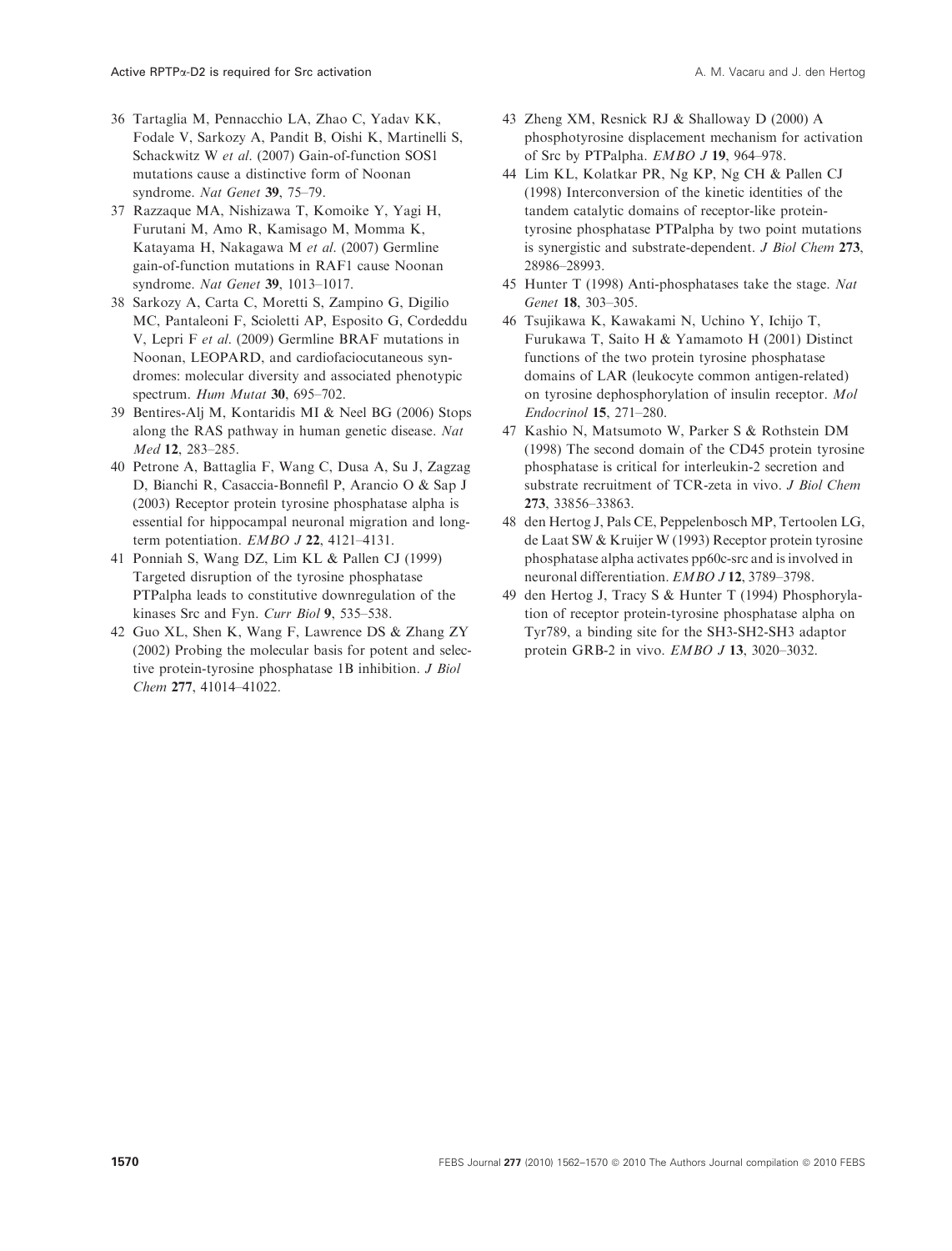36 Tartaglia M, Pennacchio LA, Zhao C, Yadav KK, Fodale V, Sarkozy A, Pandit B, Oishi K, Martinelli S, Schackwitz W *et al*. (2007) Gain-of-function SOS1 mutations cause a distinctive form of Noonan syndrome. *Nat Genet* **39**, 75–79.

37 Razzaque MA, Nishizawa T, Komoike Y, Yagi H, Furutani M, Amo R, Kamisago M, Momma K, Katayama H, Nakagawa M *et al*. (2007) Germline gain-of-function mutations in RAF1 cause Noonan syndrome. *Nat Genet* **39**, 1013–1017.

38 Sarkozy A, Carta C, Moretti S, Zampino G, Digilio MC, Pantaleoni F, Scioletti AP, Esposito G, Cordeddu V, Lepri F *et al*. (2009) Germline BRAF mutations in Noonan, LEOPARD, and cardiofaciocutaneous syndromes: molecular diversity and associated phenotypic spectrum. *Hum Mutat* **30**, 695–702.

39 Bentires-Alj M, Kontaridis MI & Neel BG (2006) Stops along the RAS pathway in human genetic disease. *Nat Med* **12**, 283–285.

40 Petrone A, Battaglia F, Wang C, Dusa A, Su J, Zagzag D, Bianchi R, Casaccia-Bonnefil P, Arancio O & Sap J (2003) Receptor protein tyrosine phosphatase alpha is essential for hippocampal neuronal migration and long-term potentiation. *EMBO J* **22**, 4121–4131.

41 Ponniah S, Wang DZ, Lim KL & Pallen CJ (1999) Targeted disruption of the tyrosine phosphatase PTPalpha leads to constitutive downregulation of the kinases Src and Fyn. *Curr Biol* **9**, 535–538.

42 Guo XL, Shen K, Wang F, Lawrence DS & Zhang ZY (2002) Probing the molecular basis for potent and selective protein-tyrosine phosphatase 1B inhibition. *J Biol Chem* **277**, 41014–41022.

43 Zheng XM, Resnick RJ & Shalloway D (2000) A phosphotyrosine displacement mechanism for activation of Src by PTPalpha. *EMBO J* **19**, 964–978.

44 Lim KL, Kolatkar PR, Ng KP, Ng CH & Pallen CJ (1998) Interconversion of the kinetic identities of the tandem catalytic domains of receptor-like protein-tyrosine phosphatase PTPalpha by two point mutations is synergistic and substrate-dependent. *J Biol Chem* **273**, 28986–28993.

45 Hunter T (1998) Anti-phosphatases take the stage. *Nat Genet* **18**, 303–305.

46 Tsujikawa K, Kawakami N, Uchino Y, Ichijo T, Furukawa T, Saito H & Yamamoto H (2001) Distinct functions of the two protein tyrosine phosphatase domains of LAR (leukocyte common antigen-related) on tyrosine dephosphorylation of insulin receptor. *Mol Endocrinol* **15**, 271–280.

47 Kashio N, Matsumoto W, Parker S & Rothstein DM (1998) The second domain of the CD45 protein tyrosine phosphatase is critical for interleukin-2 secretion and substrate recruitment of TCR-zeta in vivo. *J Biol Chem* **273**, 33856–33863.

48 den Hertog J, Pals CE, Peppelenbosch MP, Tertoolen LG, de Laat SW & Kruijer W (1993) Receptor protein tyrosine phosphatase alpha activates pp60c-src and is involved in neuronal differentiation. *EMBO J* **12**, 3789–3798.

49 den Hertog J, Tracy S & Hunter T (1994) Phosphorylation of receptor protein-tyrosine phosphatase alpha on Tyr789, a binding site for the SH3-SH2-SH3 adaptor protein GRB-2 in vivo. *EMBO J* **13**, 3020–3032.